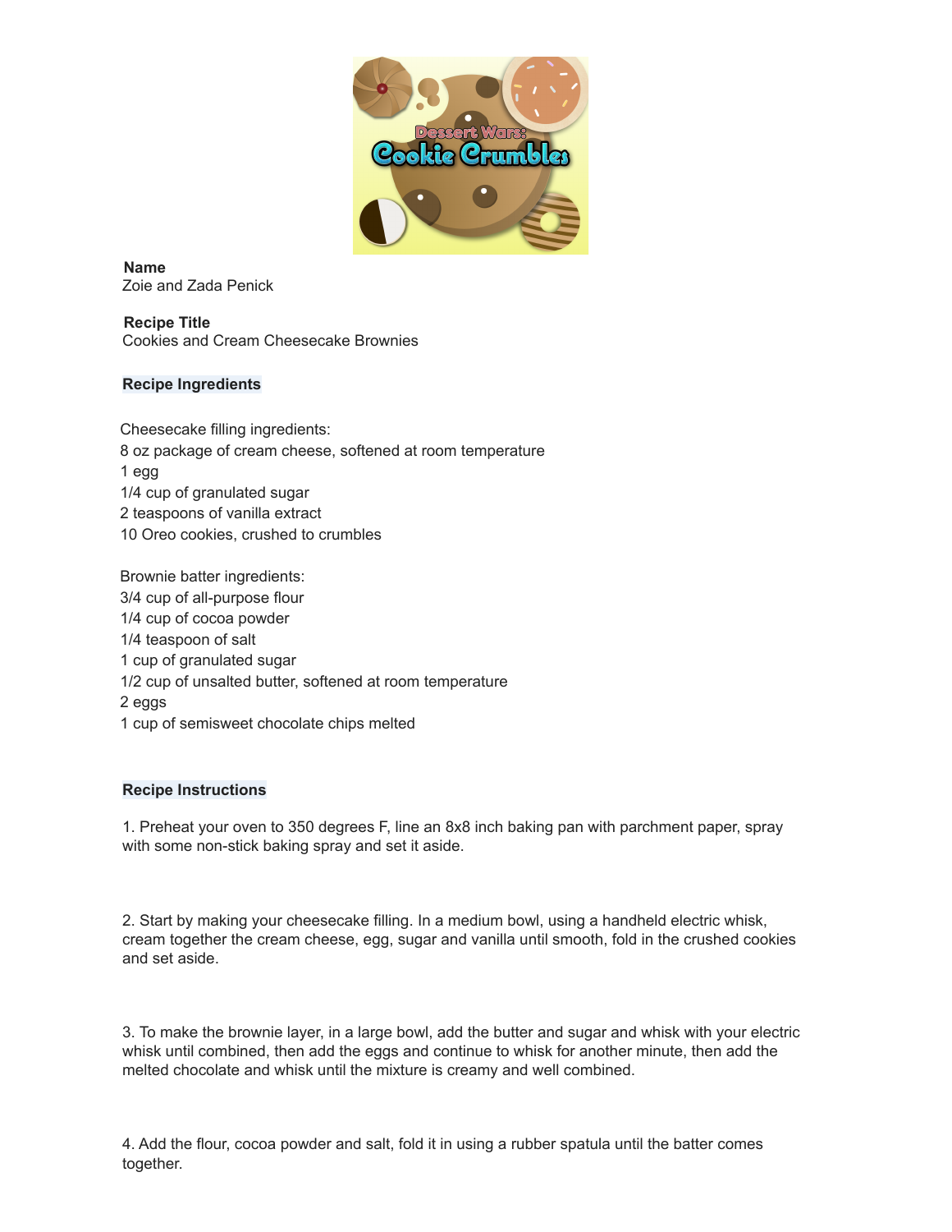**Name**
Zoie and Zada Penick

**Recipe Title**
Cookies and Cream Cheesecake Brownies

**Recipe Ingredients**

Cheesecake filling ingredients:
8 oz package of cream cheese, softened at room temperature
1 egg
1/4 cup of granulated sugar
2 teaspoons of vanilla extract
10 Oreo cookies, crushed to crumbles

Brownie batter ingredients:
3/4 cup of all-purpose flour
1/4 cup of cocoa powder
1/4 teaspoon of salt
1 cup of granulated sugar
1/2 cup of unsalted butter, softened at room temperature
2 eggs
1 cup of semisweet chocolate chips melted

**Recipe Instructions**

1. Preheat your oven to 350 degrees F, line an 8x8 inch baking pan with parchment paper, spray with some non-stick baking spray and set it aside.

2. Start by making your cheesecake filling. In a medium bowl, using a handheld electric whisk, cream together the cream cheese, egg, sugar and vanilla until smooth, fold in the crushed cookies and set aside.

3. To make the brownie layer, in a large bowl, add the butter and sugar and whisk with your electric whisk until combined, then add the eggs and continue to whisk for another minute, then add the melted chocolate and whisk until the mixture is creamy and well combined.

4. Add the flour, cocoa powder and salt, fold it in using a rubber spatula until the batter comes together.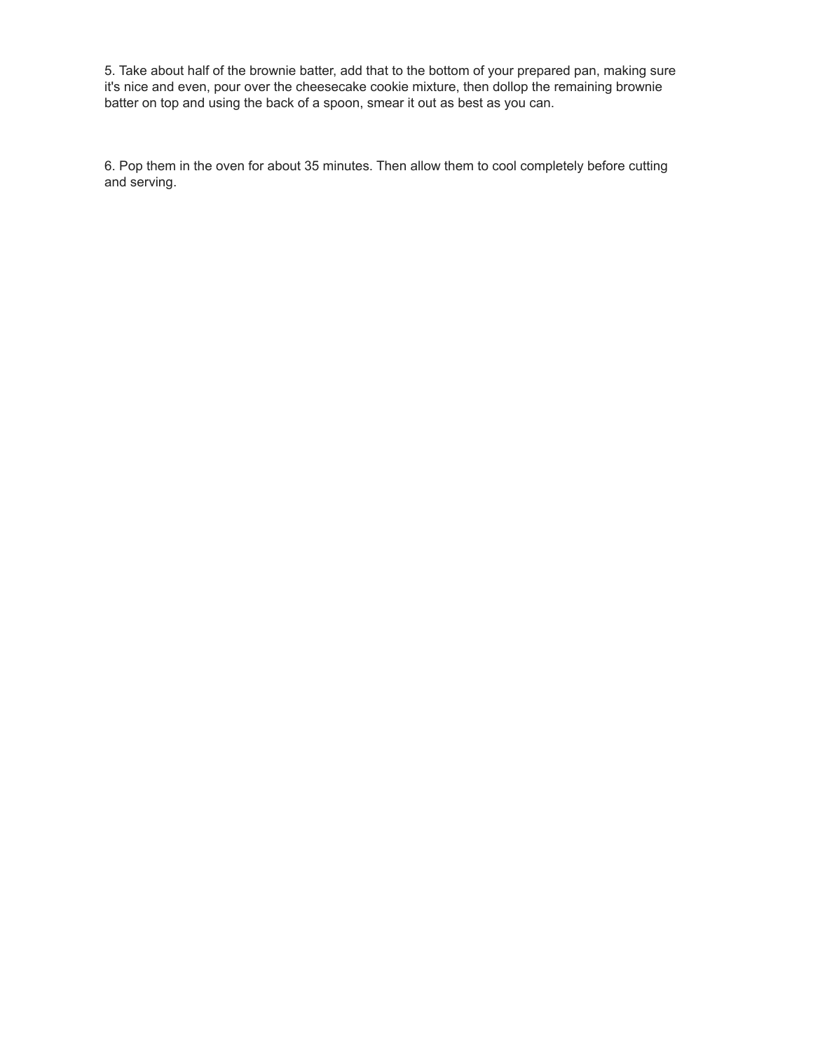5. Take about half of the brownie batter, add that to the bottom of your prepared pan, making sure it's nice and even, pour over the cheesecake cookie mixture, then dollop the remaining brownie batter on top and using the back of a spoon, smear it out as best as you can.

6. Pop them in the oven for about 35 minutes. Then allow them to cool completely before cutting and serving.